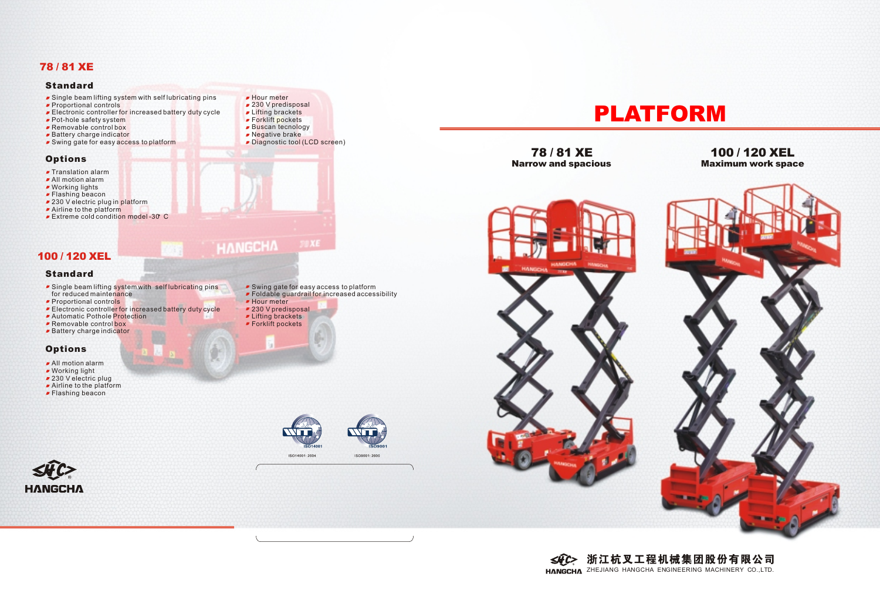## 78 / 81 XE

### Standard

- Single beam lifting system with self lubricating pins
- Proportional controls
- Electronic controller for increased battery duty cycle
- Pot-hole safety system
- Removable control box
- Battery charge indicator
- Swing gate for easy access to platform
- Hour meter
- 230 V predisposal
- Lifting brackets
- Forklift pockets
- Buscan tecnology
- Negative brake
- Diagnostic tool (LCD screen)

### Options

- Translation alarm
- All motion alarm
- Working lights
- Flashing beacon
- 230 V electric plug in platform
- Airline to the platform
- Extreme cold condition model -30° C

## 100 / 120 XEL

### Standard

- Single beam lifting system with self lubricating pins for reduced maintenance
- Proportional controls
- Electronic controller for increased battery duty cycle
- Automatic Pothole Protection
- Removable control box
- Battery charge indicator
- Swing gate for easy access to platform
- Foldable guardrail for increased accessibility
- Hour meter
- 230 V predisposal
- Lifting brackets
- Forklift pockets

### Options

- All motion alarm
- Working light
- 230 V electric plug
- Airline to the platform
- Flashing beacon

ISO14001: 2004

ISO9001: 2000

HANGCHA

# PLATFORM

**78 / 81 XE**
**Narrow and spacious**

**100 / 120 XEL**
**Maximum work space**

浙江杭叉工程机械集团股份有限公司
HANGCHA ZHEJIANG HANGCHA ENGINEERING MACHINERY CO.,LTD.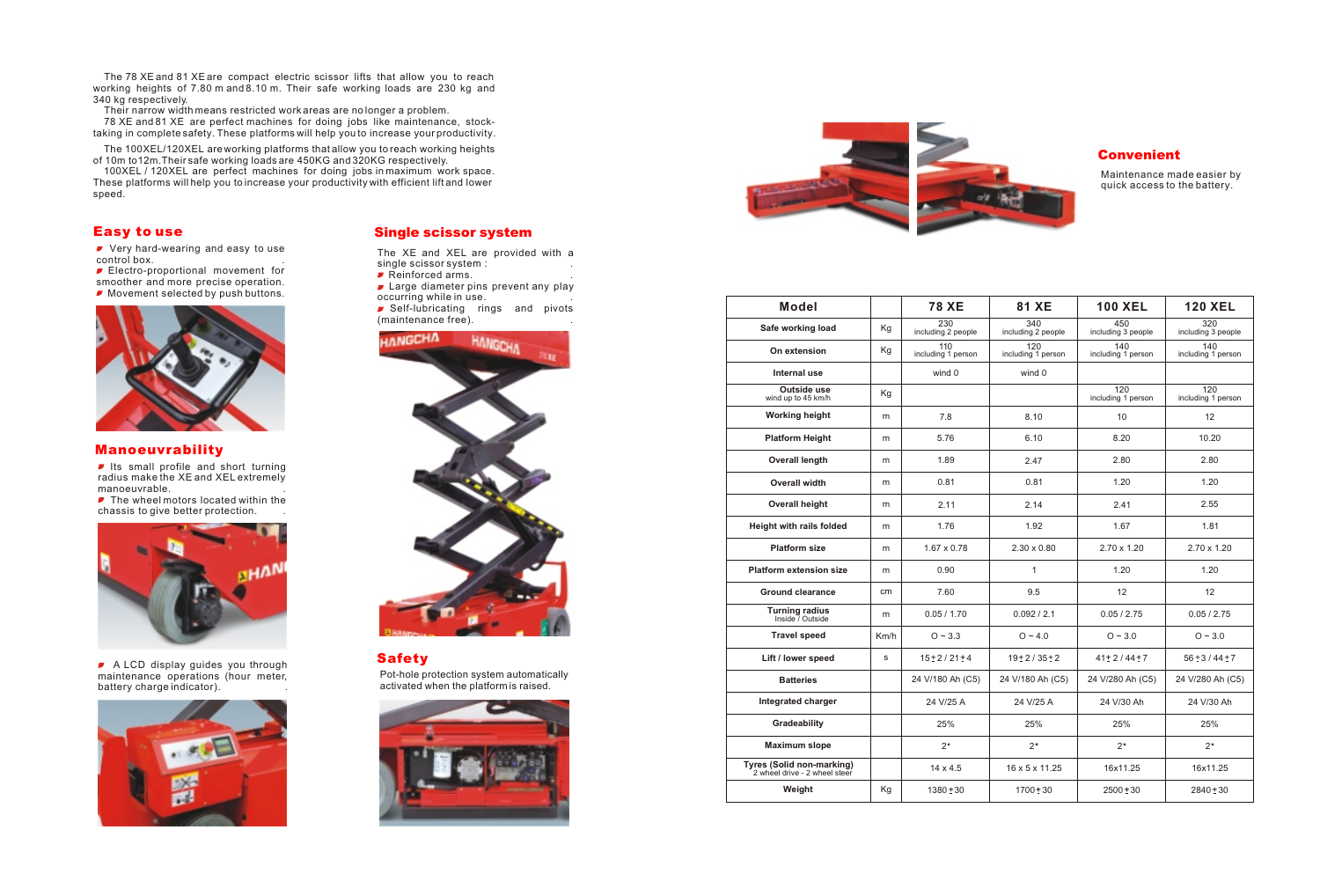The 78 XE and 81 XE are compact electric scissor lifts that allow you to reach working heights of 7.80 m and 8.10 m. Their safe working loads are 230 kg and 340 kg respectively.

Their narrow width means restricted work areas are no longer a problem.

78 XE and 81 XE are perfect machines for doing jobs like maintenance, stock-taking in complete safety. These platforms will help you to increase your productivity.

The 100XEL/120XEL are working platforms that allow you to reach working heights of 10m to 12m. Their safe working loads are 450KG and 320KG respectively.

100XEL / 120XEL are perfect machines for doing jobs in maximum work space. These platforms will help you to increase your productivity with efficient lift and lower speed.

## Easy to use

- Very hard-wearing and easy to use control box.
- Electro-proportional movement for smoother and more precise operation.
- Movement selected by push buttons.

## Manoeuvrability

- Its small profile and short turning radius make the XE and XEL extremely manoeuvrable.
- The wheel motors located within the chassis to give better protection.

- A LCD display guides you through maintenance operations (hour meter, battery charge indicator).

## Single scissor system

The XE and XEL are provided with a single scissor system :

- Reinforced arms.
- Large diameter pins prevent any play occurring while in use.
- Self-lubricating rings and pivots (maintenance free).

## Safety

Pot-hole protection system automatically activated when the platform is raised.

## Convenient

Maintenance made easier by quick access to the battery.

| Model | | 78 XE | 81 XE | 100 XEL | 120 XEL |
|---|---|---|---|---|---|
| Safe working load | Kg | 230 including 2 people | 340 including 2 people | 450 including 3 people | 320 including 3 people |
| On extension | Kg | 110 including 1 person | 120 including 1 person | 140 including 1 person | 140 including 1 person |
| Internal use | | wind 0 | wind 0 | | |
| Outside use wind up to 45 km/h | Kg | | | 120 including 1 person | 120 including 1 person |
| Working height | m | 7.8 | 8.10 | 10 | 12 |
| Platform Height | m | 5.76 | 6.10 | 8.20 | 10.20 |
| Overall length | m | 1.89 | 2.47 | 2.80 | 2.80 |
| Overall width | m | 0.81 | 0.81 | 1.20 | 1.20 |
| Overall height | m | 2.11 | 2.14 | 2.41 | 2.55 |
| Height with rails folded | m | 1.76 | 1.92 | 1.67 | 1.81 |
| Platform size | m | 1.67 x 0.78 | 2.30 x 0.80 | 2.70 x 1.20 | 2.70 x 1.20 |
| Platform extension size | m | 0.90 | 1 | 1.20 | 1.20 |
| Ground clearance | cm | 7.60 | 9.5 | 12 | 12 |
| Turning radius Inside / Outside | m | 0.05 / 1.70 | 0.092 / 2.1 | 0.05 / 2.75 | 0.05 / 2.75 |
| Travel speed | Km/h | O ~ 3.3 | O ~ 4.0 | O ~ 3.0 | O ~ 3.0 |
| Lift / lower speed | s | 15±2 / 21±4 | 19±2 / 35±2 | 41±2 / 44±7 | 56±3 / 44±7 |
| Batteries | | 24 V/180 Ah (C5) | 24 V/180 Ah (C5) | 24 V/280 Ah (C5) | 24 V/280 Ah (C5) |
| Integrated charger | | 24 V/25 A | 24 V/25 A | 24 V/30 Ah | 24 V/30 Ah |
| Gradeability | | 25% | 25% | 25% | 25% |
| Maximum slope | | 2° | 2° | 2° | 2° |
| Tyres (Solid non-marking) 2 wheel drive - 2 wheel steer | | 14 x 4.5 | 16 x 5 x 11.25 | 16x11.25 | 16x11.25 |
| Weight | Kg | 1380±30 | 1700±30 | 2500±30 | 2840±30 |